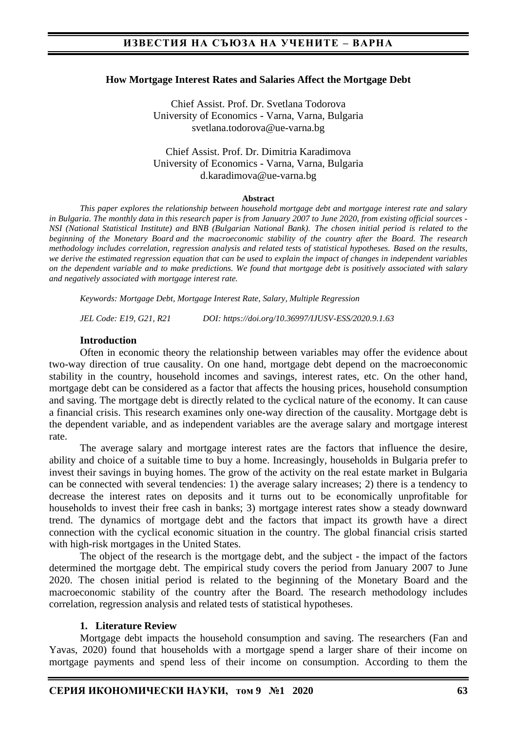## How Mortgage Interest Rates and Salaries Affect the Mortgage Debt

Chief Assist. Prof. Dr. Svetlana Todorova
University of Economics - Varna, Varna, Bulgaria
svetlana.todorova@ue-varna.bg

Chief Assist. Prof. Dr. Dimitria Karadimova
University of Economics - Varna, Varna, Bulgaria
d.karadimova@ue-varna.bg

**Abstract**

*This paper explores the relationship between household mortgage debt and mortgage interest rate and salary in Bulgaria. The monthly data in this research paper is from January 2007 to June 2020, from existing official sources - NSI (National Statistical Institute) and BNB (Bulgarian National Bank). The chosen initial period is related to the beginning of the Monetary Board and the macroeconomic stability of the country after the Board. The research methodology includes correlation, regression analysis and related tests of statistical hypotheses. Based on the results, we derive the estimated regression equation that can be used to explain the impact of changes in independent variables on the dependent variable and to make predictions. We found that mortgage debt is positively associated with salary and negatively associated with mortgage interest rate.*

*Keywords: Mortgage Debt, Mortgage Interest Rate, Salary, Multiple Regression*

*JEL Code: E19, G21, R21* *DOI: https://doi.org/10.36997/IJUSV-ESS/2020.9.1.63*

### Introduction

Often in economic theory the relationship between variables may offer the evidence about two-way direction of true causality. On one hand, mortgage debt depend on the macroeconomic stability in the country, household incomes and savings, interest rates, etc. On the other hand, mortgage debt can be considered as a factor that affects the housing prices, household consumption and saving. The mortgage debt is directly related to the cyclical nature of the economy. It can cause a financial crisis. This research examines only one-way direction of the causality. Mortgage debt is the dependent variable, and as independent variables are the average salary and mortgage interest rate.

The average salary and mortgage interest rates are the factors that influence the desire, ability and choice of a suitable time to buy a home. Increasingly, households in Bulgaria prefer to invest their savings in buying homes. The grow of the activity on the real estate market in Bulgaria can be connected with several tendencies: 1) the average salary increases; 2) there is a tendency to decrease the interest rates on deposits and it turns out to be economically unprofitable for households to invest their free cash in banks; 3) mortgage interest rates show a steady downward trend. The dynamics of mortgage debt and the factors that impact its growth have a direct connection with the cyclical economic situation in the country. The global financial crisis started with high-risk mortgages in the United States.

The object of the research is the mortgage debt, and the subject - the impact of the factors determined the mortgage debt. The empirical study covers the period from January 2007 to June 2020. The chosen initial period is related to the beginning of the Monetary Board and the macroeconomic stability of the country after the Board. The research methodology includes correlation, regression analysis and related tests of statistical hypotheses.

### 1. Literature Review

Mortgage debt impacts the household consumption and saving. The researchers (Fan and Yavas, 2020) found that households with a mortgage spend a larger share of their income on mortgage payments and spend less of their income on consumption. According to them the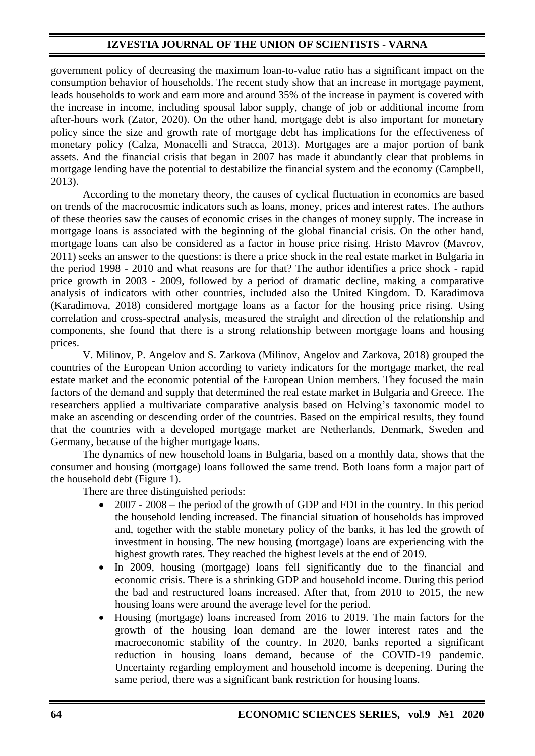government policy of decreasing the maximum loan-to-value ratio has a significant impact on the consumption behavior of households. The recent study show that an increase in mortgage payment, leads households to work and earn more and around 35% of the increase in payment is covered with the increase in income, including spousal labor supply, change of job or additional income from after-hours work (Zator, 2020). On the other hand, mortgage debt is also important for monetary policy since the size and growth rate of mortgage debt has implications for the effectiveness of monetary policy (Calza, Monacelli and Stracca, 2013). Mortgages are a major portion of bank assets. And the financial crisis that began in 2007 has made it abundantly clear that problems in mortgage lending have the potential to destabilize the financial system and the economy (Campbell, 2013).

According to the monetary theory, the causes of cyclical fluctuation in economics are based on trends of the macrocosmic indicators such as loans, money, prices and interest rates. The authors of these theories saw the causes of economic crises in the changes of money supply. The increase in mortgage loans is associated with the beginning of the global financial crisis. On the other hand, mortgage loans can also be considered as a factor in house price rising. Hristo Mavrov (Mavrov, 2011) seeks an answer to the questions: is there a price shock in the real estate market in Bulgaria in the period 1998 - 2010 and what reasons are for that? The author identifies a price shock - rapid price growth in 2003 - 2009, followed by a period of dramatic decline, making a comparative analysis of indicators with other countries, included also the United Kingdom. D. Karadimova (Karadimova, 2018) considered mortgage loans as a factor for the housing price rising. Using correlation and cross-spectral analysis, measured the straight and direction of the relationship and components, she found that there is a strong relationship between mortgage loans and housing prices.

V. Milinov, P. Angelov and S. Zarkova (Milinov, Angelov and Zarkova, 2018) grouped the countries of the European Union according to variety indicators for the mortgage market, the real estate market and the economic potential of the European Union members. They focused the main factors of the demand and supply that determined the real estate market in Bulgaria and Greece. The researchers applied a multivariate comparative analysis based on Helving's taxonomic model to make an ascending or descending order of the countries. Based on the empirical results, they found that the countries with a developed mortgage market are Netherlands, Denmark, Sweden and Germany, because of the higher mortgage loans.

The dynamics of new household loans in Bulgaria, based on a monthly data, shows that the consumer and housing (mortgage) loans followed the same trend. Both loans form a major part of the household debt (Figure 1).

There are three distinguished periods:

- 2007 - 2008 – the period of the growth of GDP and FDI in the country. In this period the household lending increased. The financial situation of households has improved and, together with the stable monetary policy of the banks, it has led the growth of investment in housing. The new housing (mortgage) loans are experiencing with the highest growth rates. They reached the highest levels at the end of 2019.
- In 2009, housing (mortgage) loans fell significantly due to the financial and economic crisis. There is a shrinking GDP and household income. During this period the bad and restructured loans increased. After that, from 2010 to 2015, the new housing loans were around the average level for the period.
- Housing (mortgage) loans increased from 2016 to 2019. The main factors for the growth of the housing loan demand are the lower interest rates and the macroeconomic stability of the country. In 2020, banks reported a significant reduction in housing loans demand, because of the COVID-19 pandemic. Uncertainty regarding employment and household income is deepening. During the same period, there was a significant bank restriction for housing loans.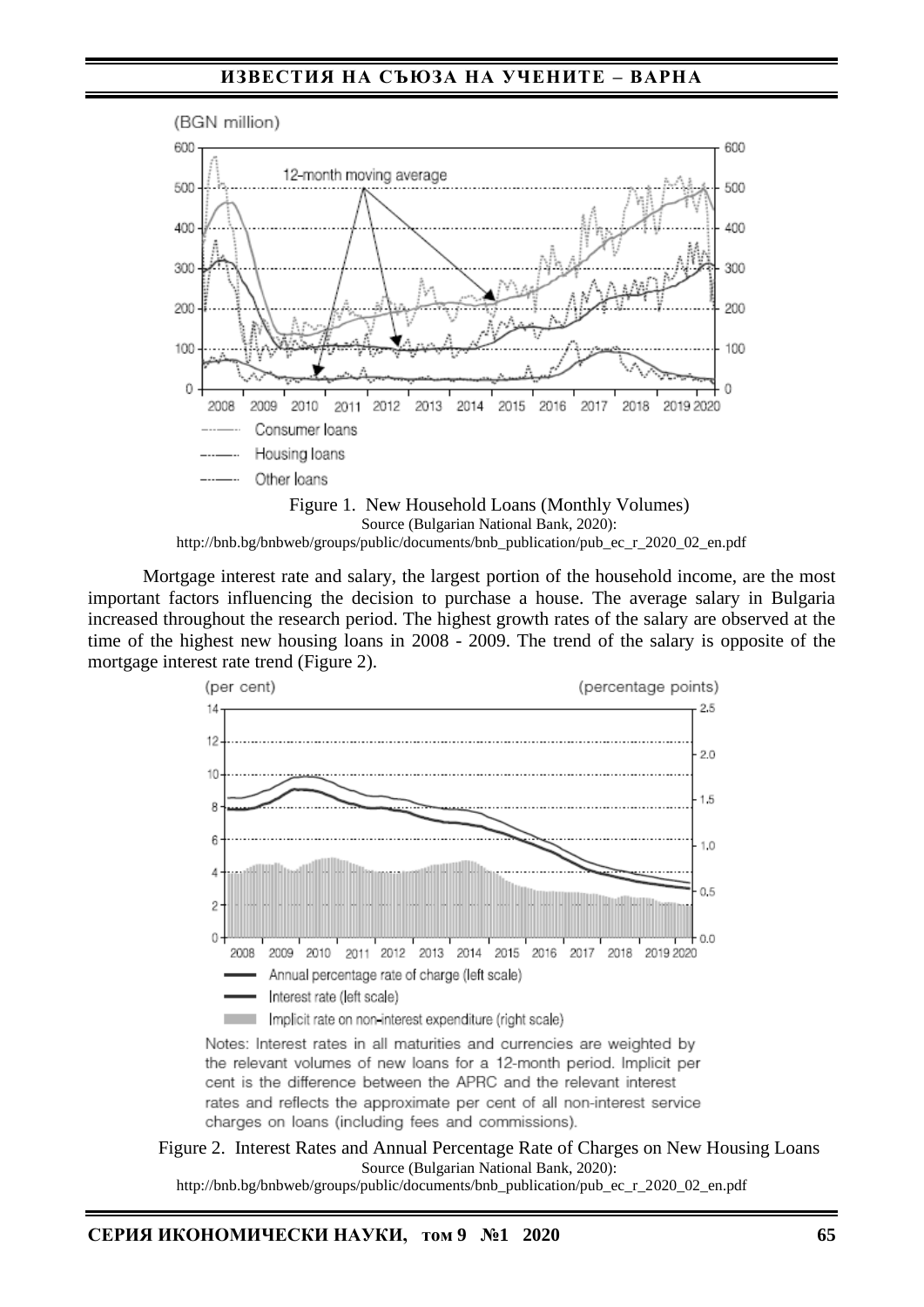(BGN million)

600 500 400 300 200 100 0

12-month moving average

2008 2009 2010 2011 2012 2013 2014 2015 2016 2017 2018 2019 2020

Consumer loans

Housing loans

Other loans

Figure 1. New Household Loans (Monthly Volumes)
Source (Bulgarian National Bank, 2020):
http://bnb.bg/bnbweb/groups/public/documents/bnb_publication/pub_ec_r_2020_02_en.pdf

Mortgage interest rate and salary, the largest portion of the household income, are the most important factors influencing the decision to purchase a house. The average salary in Bulgaria increased throughout the research period. The highest growth rates of the salary are observed at the time of the highest new housing loans in 2008 - 2009. The trend of the salary is opposite of the mortgage interest rate trend (Figure 2).

(per cent)

(percentage points)

14 12 10 8 6 4 2 0

2.5 2.0 1.5 1.0 0.5 0.0

2008 2009 2010 2011 2012 2013 2014 2015 2016 2017 2018 2019 2020

Annual percentage rate of charge (left scale)

Interest rate (left scale)

Implicit rate on non-interest expenditure (right scale)

Notes: Interest rates in all maturities and currencies are weighted by the relevant volumes of new loans for a 12-month period. Implicit per cent is the difference between the APRC and the relevant interest rates and reflects the approximate per cent of all non-interest service charges on loans (including fees and commissions).

Figure 2. Interest Rates and Annual Percentage Rate of Charges on New Housing Loans
Source (Bulgarian National Bank, 2020):
http://bnb.bg/bnbweb/groups/public/documents/bnb_publication/pub_ec_r_2020_02_en.pdf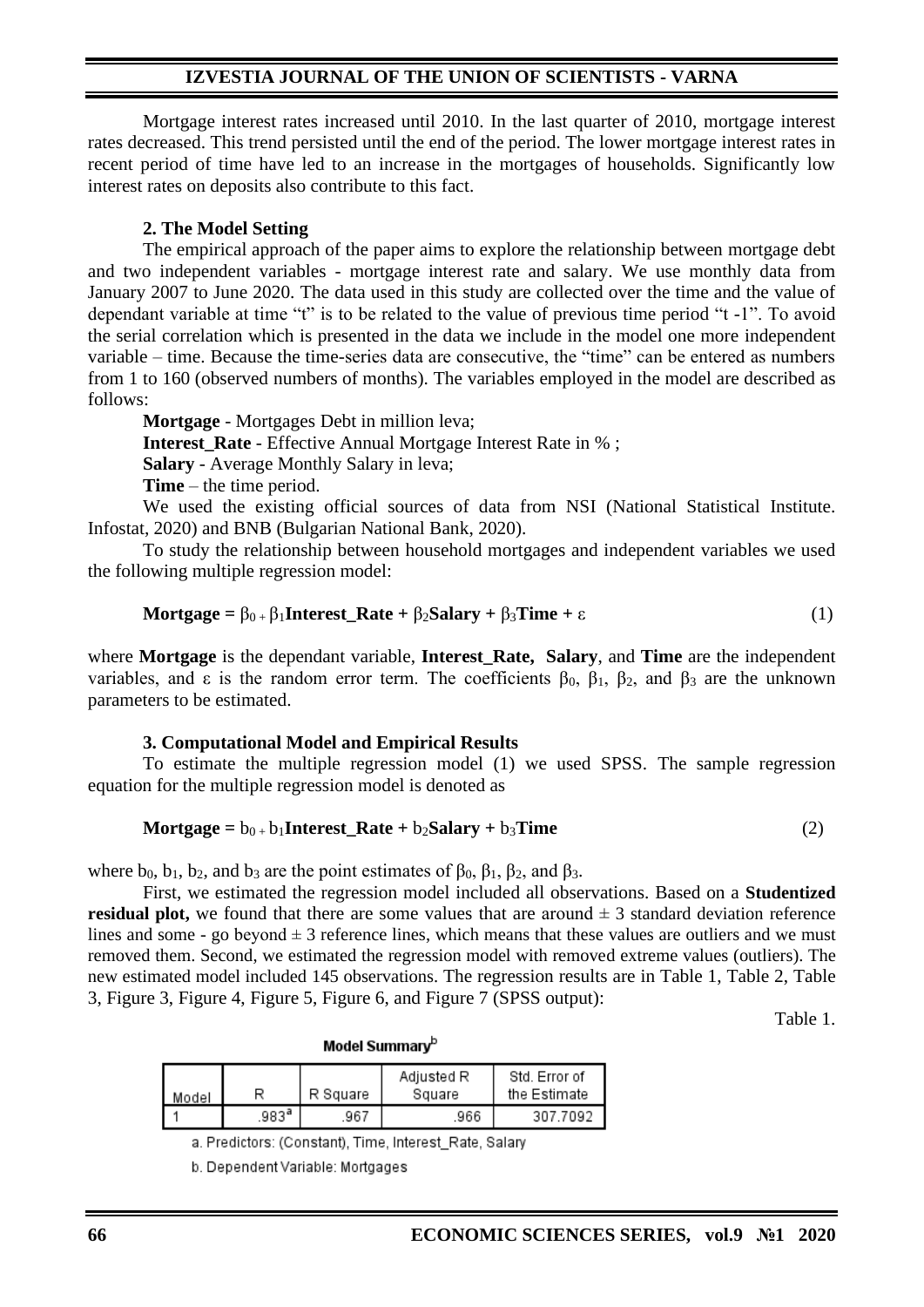Mortgage interest rates increased until 2010. In the last quarter of 2010, mortgage interest rates decreased. This trend persisted until the end of the period. The lower mortgage interest rates in recent period of time have led to an increase in the mortgages of households. Significantly low interest rates on deposits also contribute to this fact.

### 2. The Model Setting

The empirical approach of the paper aims to explore the relationship between mortgage debt and two independent variables - mortgage interest rate and salary. We use monthly data from January 2007 to June 2020. The data used in this study are collected over the time and the value of dependant variable at time "t" is to be related to the value of previous time period "t -1". To avoid the serial correlation which is presented in the data we include in the model one more independent variable – time. Because the time-series data are consecutive, the "time" can be entered as numbers from 1 to 160 (observed numbers of months). The variables employed in the model are described as follows:

**Mortgage** - Mortgages Debt in million leva;

**Interest_Rate** - Effective Annual Mortgage Interest Rate in % ;

**Salary** - Average Monthly Salary in leva;

**Time** – the time period.

We used the existing official sources of data from NSI (National Statistical Institute. Infostat, 2020) and BNB (Bulgarian National Bank, 2020).

To study the relationship between household mortgages and independent variables we used the following multiple regression model:

$$\textbf{Mortgage} = \beta_0 + \beta_1\textbf{Interest\_Rate} + \beta_2\textbf{Salary} + \beta_3\textbf{Time} + \varepsilon \tag{1}$$

where **Mortgage** is the dependant variable, **Interest_Rate, Salary**, and **Time** are the independent variables, and $\varepsilon$ is the random error term. The coefficients $\beta_0$, $\beta_1$, $\beta_2$, and $\beta_3$ are the unknown parameters to be estimated.

### 3. Computational Model and Empirical Results

To estimate the multiple regression model (1) we used SPSS. The sample regression equation for the multiple regression model is denoted as

$$\textbf{Mortgage} = b_0 + b_1\textbf{Interest\_Rate} + b_2\textbf{Salary} + b_3\textbf{Time} \tag{2}$$

where $b_0$, $b_1$, $b_2$, and $b_3$ are the point estimates of $\beta_0$, $\beta_1$, $\beta_2$, and $\beta_3$.

First, we estimated the regression model included all observations. Based on a **Studentized residual plot,** we found that there are some values that are around $\pm$ 3 standard deviation reference lines and some - go beyond $\pm$ 3 reference lines, which means that these values are outliers and we must removed them. Second, we estimated the regression model with removed extreme values (outliers). The new estimated model included 145 observations. The regression results are in Table 1, Table 2, Table 3, Figure 3, Figure 4, Figure 5, Figure 6, and Figure 7 (SPSS output):

Table 1.

**Model Summary[b]**

| Model | R | R Square | Adjusted R Square | Std. Error of the Estimate |
|---|---|---|---|---|
| 1 | .983[a] | .967 | .966 | 307.7092 |

a. Predictors: (Constant), Time, Interest_Rate, Salary

b. Dependent Variable: Mortgages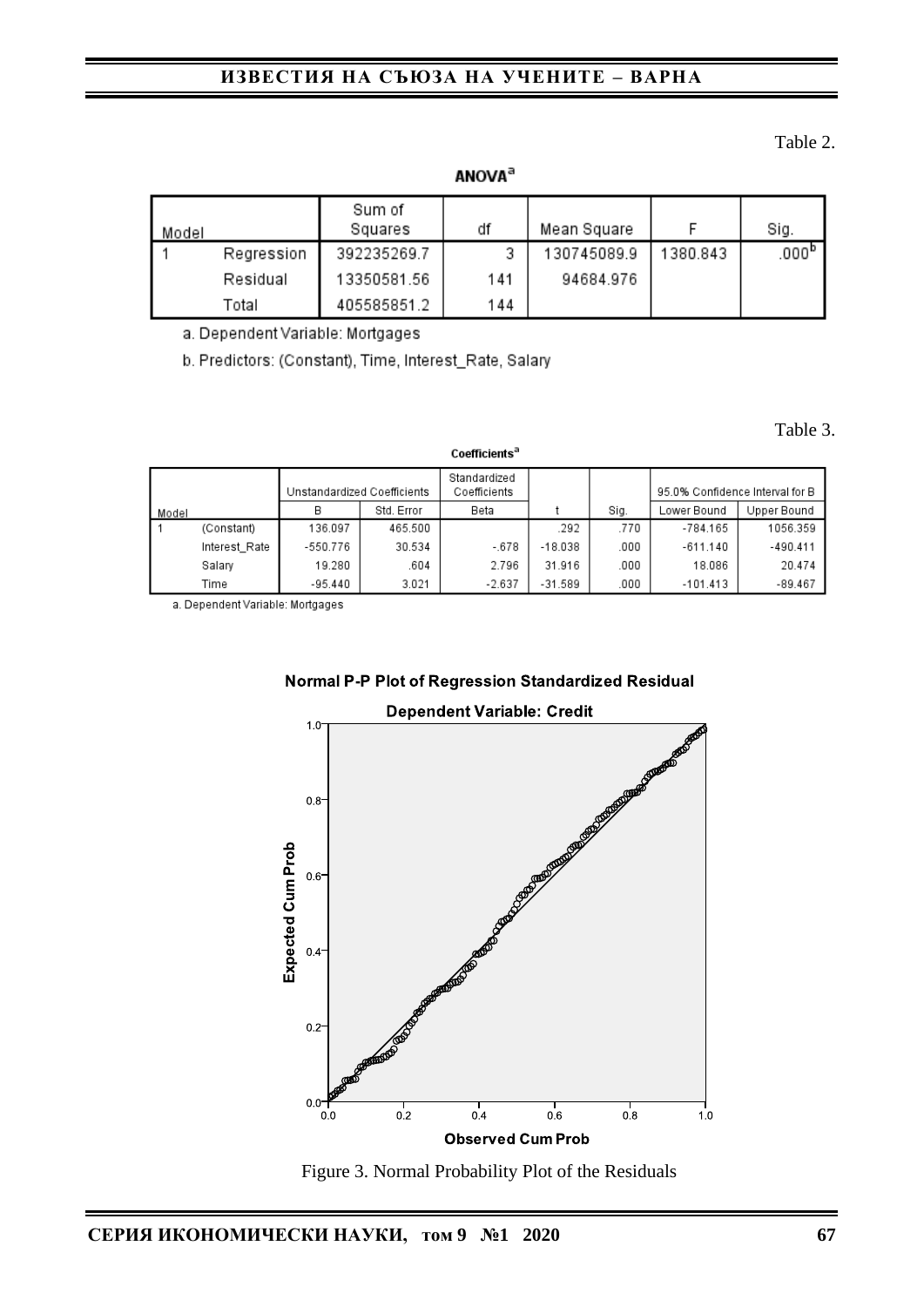Table 2.

**ANOVA**[a]

| Model | | Sum of Squares | df | Mean Square | F | Sig. |
|---|---|---|---|---|---|---|
| 1 | Regression | 392235269.7 | 3 | 130745089.9 | 1380.843 | .000[b] |
| | Residual | 13350581.56 | 141 | 94684.976 | | |
| | Total | 405585851.2 | 144 | | | |

a. Dependent Variable: Mortgages

b. Predictors: (Constant), Time, Interest_Rate, Salary

Table 3.

**Coefficients**[a]

| Model | | Unstandardized Coefficients | | Standardized Coefficients | t | Sig. | 95.0% Confidence Interval for B | |
|---|---|---|---|---|---|---|---|---|
| | | B | Std. Error | Beta | | | Lower Bound | Upper Bound |
| 1 | (Constant) | 136.097 | 465.500 | | .292 | .770 | -784.165 | 1056.359 |
| | Interest_Rate | -550.776 | 30.534 | -.678 | -18.038 | .000 | -611.140 | -490.411 |
| | Salary | 19.280 | .604 | 2.796 | 31.916 | .000 | 18.086 | 20.474 |
| | Time | -95.440 | 3.021 | -2.637 | -31.589 | .000 | -101.413 | -89.467 |

a. Dependent Variable: Mortgages

Normal P-P Plot of Regression Standardized Residual

Dependent Variable: Credit

Expected Cum Prob

Observed Cum Prob

0.0 0.2 0.4 0.6 0.8 1.0

Figure 3. Normal Probability Plot of the Residuals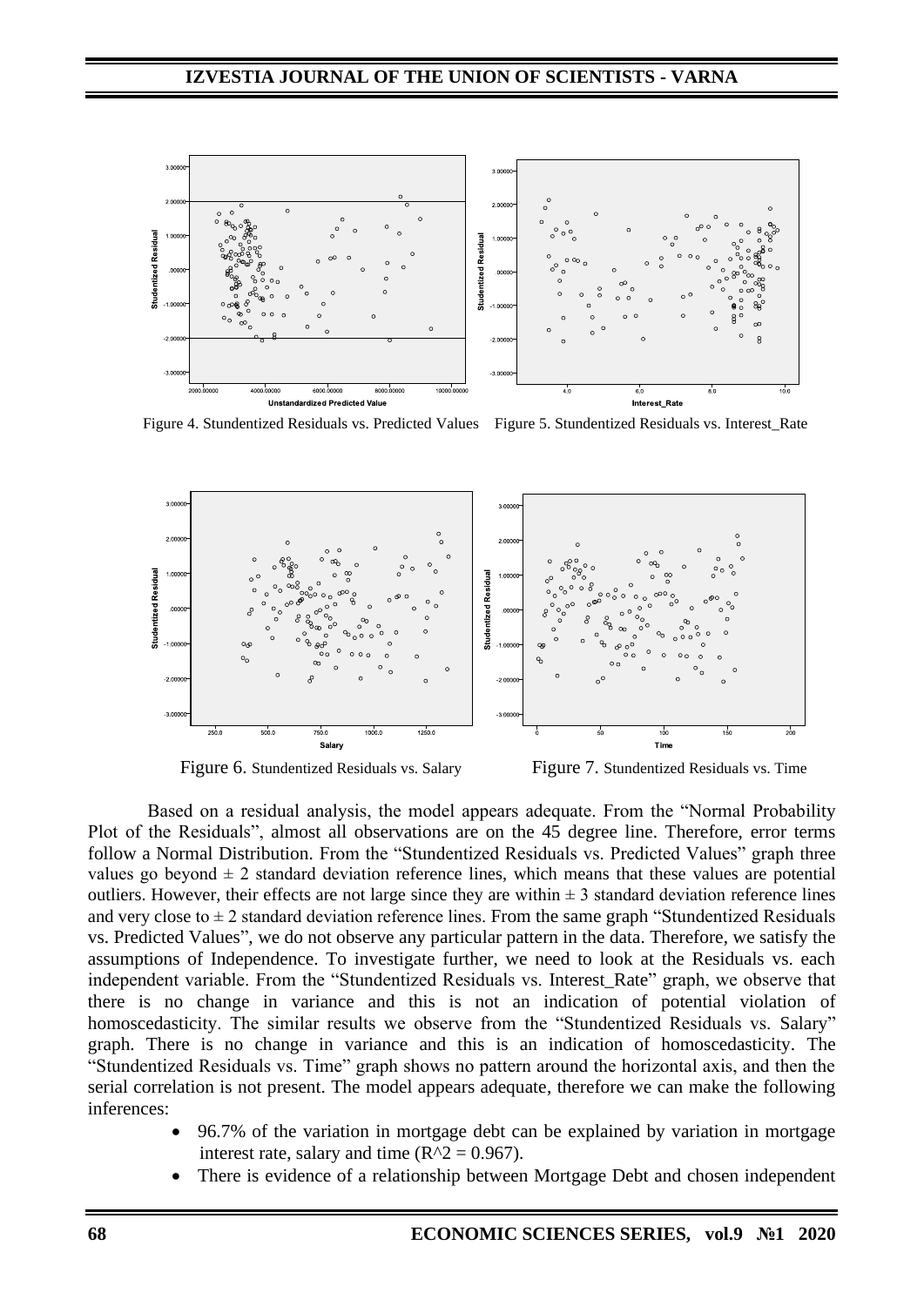Studentized Residual

3.00000
2.00000
1.00000
.00000
-1.00000
-2.00000
-3.00000

2000.00000 4000.00000 6000.00000 8000.00000 10000.00000

Unstandardized Predicted Value

Figure 4. Stundentized Residuals vs. Predicted Values

Studentized Residual

3.00000
2.00000
1.00000
.00000
-1.00000
-2.00000
-3.00000

4.0 6.0 8.0 10.0

Interest_Rate

Figure 5. Stundentized Residuals vs. Interest_Rate

Studentized Residual

3.00000
2.00000
1.00000
.00000
-1.00000
-2.00000
-3.00000

250.0 500.0 750.0 1000.0 1250.0

Salary

Figure 6. Stundentized Residuals vs. Salary

Studentized Residual

3.00000
2.00000
1.00000
.00000
-1.00000
-2.00000
-3.00000

0 50 100 150 200

Time

Figure 7. Stundentized Residuals vs. Time

Based on a residual analysis, the model appears adequate. From the "Normal Probability Plot of the Residuals", almost all observations are on the 45 degree line. Therefore, error terms follow a Normal Distribution. From the "Stundentized Residuals vs. Predicted Values" graph three values go beyond ± 2 standard deviation reference lines, which means that these values are potential outliers. However, their effects are not large since they are within ± 3 standard deviation reference lines and very close to ± 2 standard deviation reference lines. From the same graph "Stundentized Residuals vs. Predicted Values", we do not observe any particular pattern in the data. Therefore, we satisfy the assumptions of Independence. To investigate further, we need to look at the Residuals vs. each independent variable. From the "Stundentized Residuals vs. Interest_Rate" graph, we observe that there is no change in variance and this is not an indication of potential violation of homoscedasticity. The similar results we observe from the "Stundentized Residuals vs. Salary" graph. There is no change in variance and this is an indication of homoscedasticity. The "Stundentized Residuals vs. Time" graph shows no pattern around the horizontal axis, and then the serial correlation is not present. The model appears adequate, therefore we can make the following inferences:

- 96.7% of the variation in mortgage debt can be explained by variation in mortgage interest rate, salary and time ($R^2 = 0.967$).
- There is evidence of a relationship between Mortgage Debt and chosen independent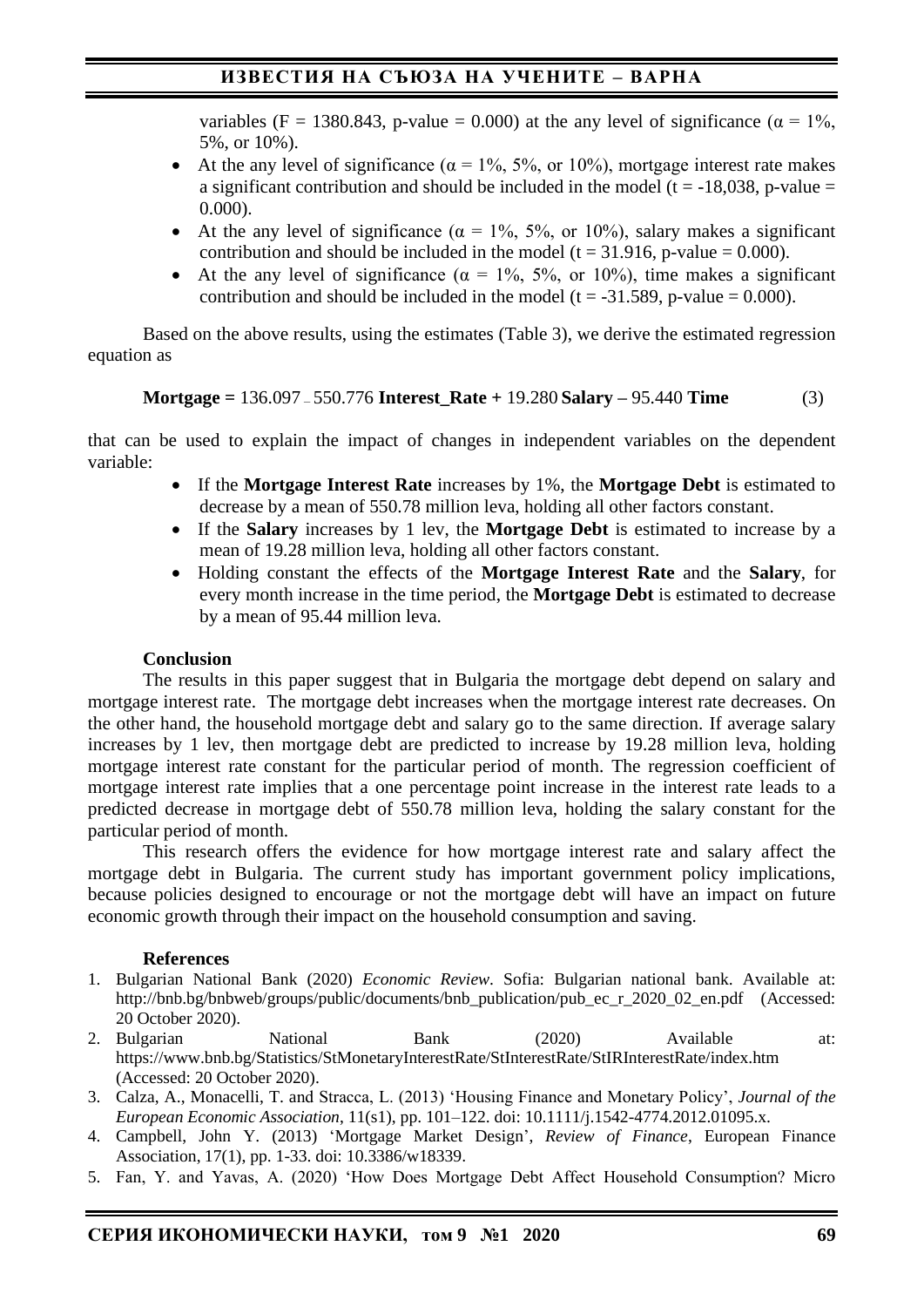variables (F = 1380.843, p-value = 0.000) at the any level of significance (α = 1%, 5%, or 10%).

- At the any level of significance (α = 1%, 5%, or 10%), mortgage interest rate makes a significant contribution and should be included in the model (t = -18,038, p-value = 0.000).
- At the any level of significance (α = 1%, 5%, or 10%), salary makes a significant contribution and should be included in the model (t = 31.916, p-value = 0.000).
- At the any level of significance (α = 1%, 5%, or 10%), time makes a significant contribution and should be included in the model (t = -31.589, p-value = 0.000).

Based on the above results, using the estimates (Table 3), we derive the estimated regression equation as

$$\textbf{Mortgage} = 136.097 - 550.776\ \textbf{Interest\_Rate} + 19.280\ \textbf{Salary} - 95.440\ \textbf{Time} \qquad (3)$$

that can be used to explain the impact of changes in independent variables on the dependent variable:

- If the **Mortgage Interest Rate** increases by 1%, the **Mortgage Debt** is estimated to decrease by a mean of 550.78 million leva, holding all other factors constant.
- If the **Salary** increases by 1 lev, the **Mortgage Debt** is estimated to increase by a mean of 19.28 million leva, holding all other factors constant.
- Holding constant the effects of the **Mortgage Interest Rate** and the **Salary**, for every month increase in the time period, the **Mortgage Debt** is estimated to decrease by a mean of 95.44 million leva.

## Conclusion

The results in this paper suggest that in Bulgaria the mortgage debt depend on salary and mortgage interest rate. The mortgage debt increases when the mortgage interest rate decreases. On the other hand, the household mortgage debt and salary go to the same direction. If average salary increases by 1 lev, then mortgage debt are predicted to increase by 19.28 million leva, holding mortgage interest rate constant for the particular period of month. The regression coefficient of mortgage interest rate implies that a one percentage point increase in the interest rate leads to a predicted decrease in mortgage debt of 550.78 million leva, holding the salary constant for the particular period of month.

This research offers the evidence for how mortgage interest rate and salary affect the mortgage debt in Bulgaria. The current study has important government policy implications, because policies designed to encourage or not the mortgage debt will have an impact on future economic growth through their impact on the household consumption and saving.

## References

1. Bulgarian National Bank (2020) *Economic Review*. Sofia: Bulgarian national bank. Available at: http://bnb.bg/bnbweb/groups/public/documents/bnb_publication/pub_ec_r_2020_02_en.pdf (Accessed: 20 October 2020).
2. Bulgarian National Bank (2020) Available at: https://www.bnb.bg/Statistics/StMonetaryInterestRate/StInterestRate/StIRInterestRate/index.htm (Accessed: 20 October 2020).
3. Calza, A., Monacelli, T. and Stracca, L. (2013) 'Housing Finance and Monetary Policy', *Journal of the European Economic Association*, 11(s1), pp. 101–122. doi: 10.1111/j.1542-4774.2012.01095.x.
4. Campbell, John Y. (2013) 'Mortgage Market Design', *Review of Finance*, European Finance Association, 17(1), pp. 1-33. doi: 10.3386/w18339.
5. Fan, Y. and Yavas, A. (2020) 'How Does Mortgage Debt Affect Household Consumption? Micro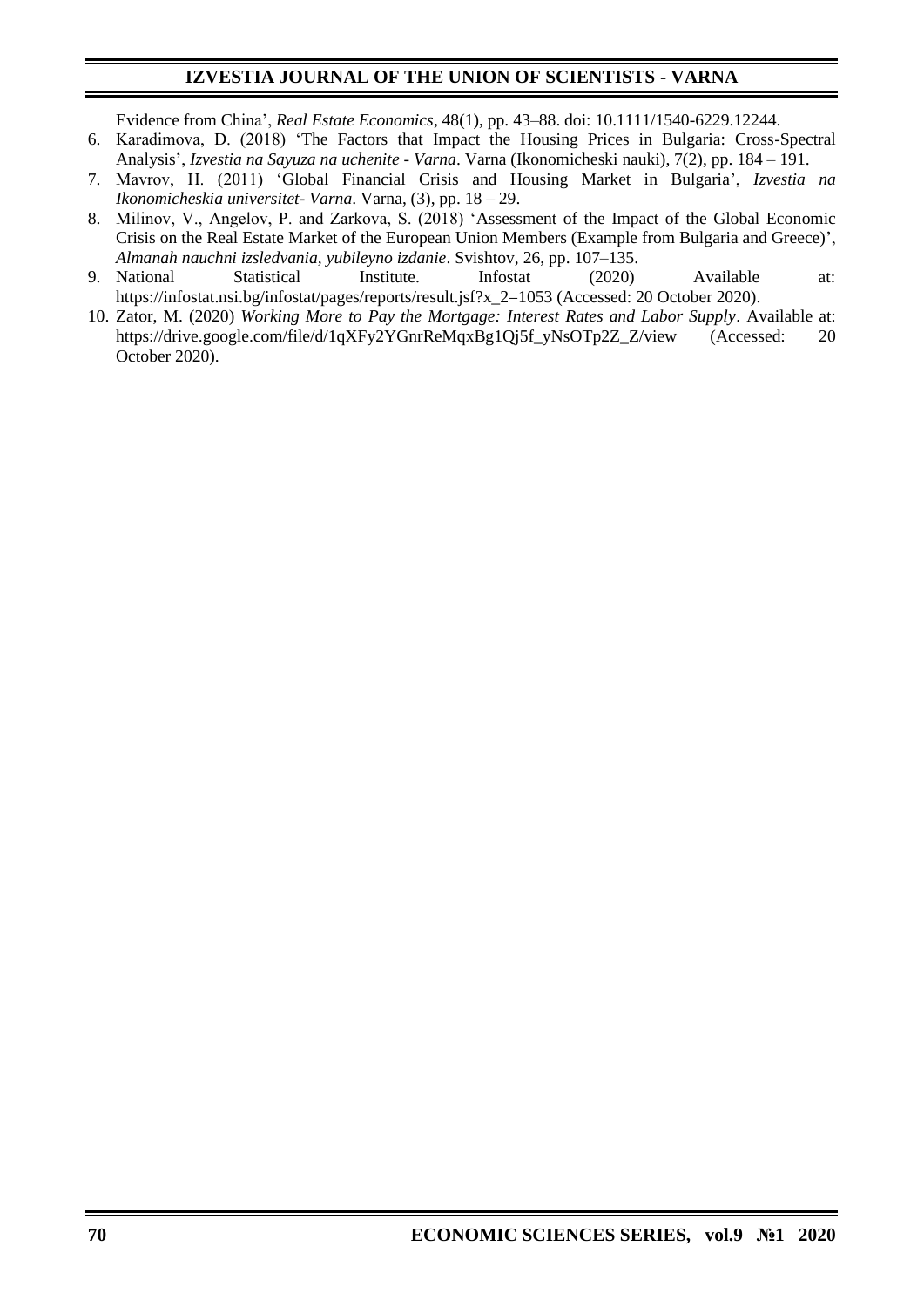Evidence from China', *Real Estate Economics*, 48(1), pp. 43–88. doi: 10.1111/1540-6229.12244.

6. Karadimova, D. (2018) 'The Factors that Impact the Housing Prices in Bulgaria: Cross-Spectral Analysis', *Izvestia na Sayuza na uchenite - Varna*. Varna (Ikonomicheski nauki), 7(2), pp. 184 – 191.
7. Mavrov, H. (2011) 'Global Financial Crisis and Housing Market in Bulgaria', *Izvestia na Ikonomicheskia universitet- Varna*. Varna, (3), pp. 18 – 29.
8. Milinov, V., Angelov, P. and Zarkova, S. (2018) 'Assessment of the Impact of the Global Economic Crisis on the Real Estate Market of the European Union Members (Example from Bulgaria and Greece)', *Almanah nauchni izsledvania, yubileyno izdanie*. Svishtov, 26, pp. 107–135.
9. National Statistical Institute. Infostat (2020) Available at: https://infostat.nsi.bg/infostat/pages/reports/result.jsf?x_2=1053 (Accessed: 20 October 2020).
10. Zator, M. (2020) *Working More to Pay the Mortgage: Interest Rates and Labor Supply*. Available at: https://drive.google.com/file/d/1qXFy2YGnrReMqxBg1Qj5f_yNsOTp2Z_Z/view (Accessed: 20 October 2020).